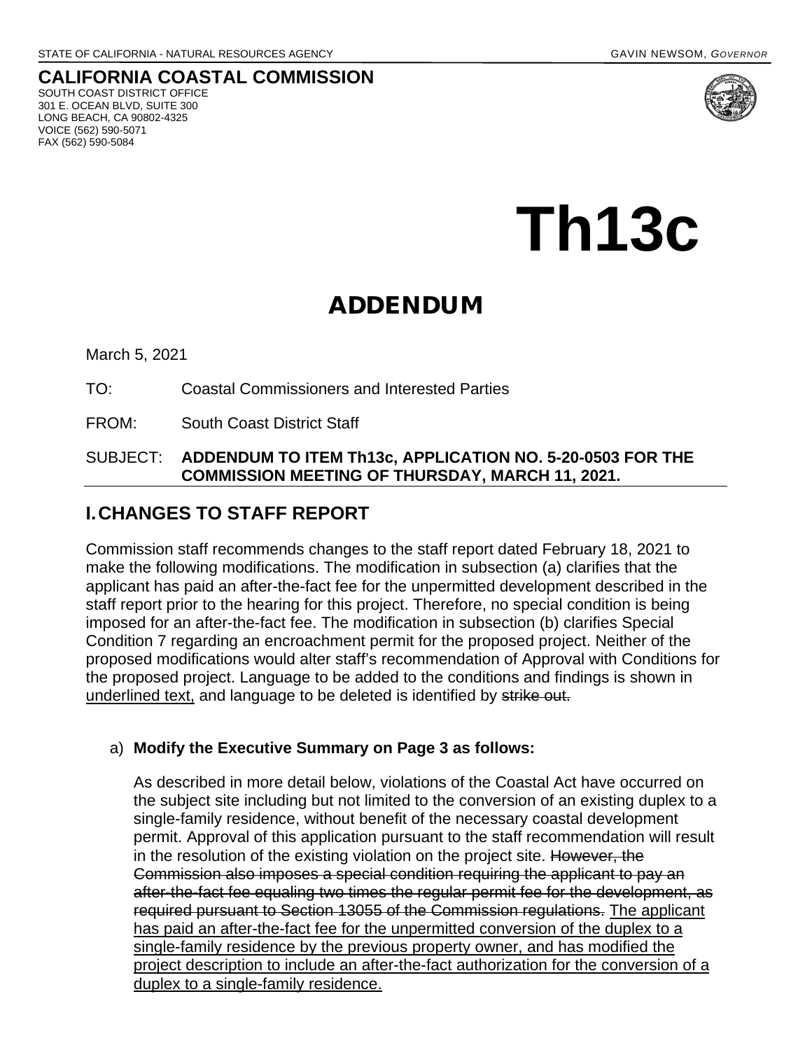STATE OF CALIFORNIA - NATURAL RESOURCES AGENCY GAVIN NEWSOM, *GOVERNOR*

**CALIFORNIA COASTAL COMMISSION**
SOUTH COAST DISTRICT OFFICE
301 E. OCEAN BLVD, SUITE 300
LONG BEACH, CA 90802-4325
VOICE (562) 590-5071
FAX (562) 590-5084

# Th13c

## ADDENDUM

March 5, 2021

TO: Coastal Commissioners and Interested Parties

FROM: South Coast District Staff

SUBJECT: **ADDENDUM TO ITEM Th13c, APPLICATION NO. 5-20-0503 FOR THE COMMISSION MEETING OF THURSDAY, MARCH 11, 2021.**

## I. CHANGES TO STAFF REPORT

Commission staff recommends changes to the staff report dated February 18, 2021 to make the following modifications. The modification in subsection (a) clarifies that the applicant has paid an after-the-fact fee for the unpermitted development described in the staff report prior to the hearing for this project. Therefore, no special condition is being imposed for an after-the-fact fee. The modification in subsection (b) clarifies Special Condition 7 regarding an encroachment permit for the proposed project. Neither of the proposed modifications would alter staff's recommendation of Approval with Conditions for the proposed project. Language to be added to the conditions and findings is shown in <u>underlined text,</u> and language to be deleted is identified by ~~strike out.~~

a) **Modify the Executive Summary on Page 3 as follows:**

As described in more detail below, violations of the Coastal Act have occurred on the subject site including but not limited to the conversion of an existing duplex to a single-family residence, without benefit of the necessary coastal development permit. Approval of this application pursuant to the staff recommendation will result in the resolution of the existing violation on the project site. ~~However, the Commission also imposes a special condition requiring the applicant to pay an after-the-fact fee equaling two times the regular permit fee for the development, as required pursuant to Section 13055 of the Commission regulations.~~ <u>The applicant has paid an after-the-fact fee for the unpermitted conversion of the duplex to a single-family residence by the previous property owner, and has modified the project description to include an after-the-fact authorization for the conversion of a duplex to a single-family residence.</u>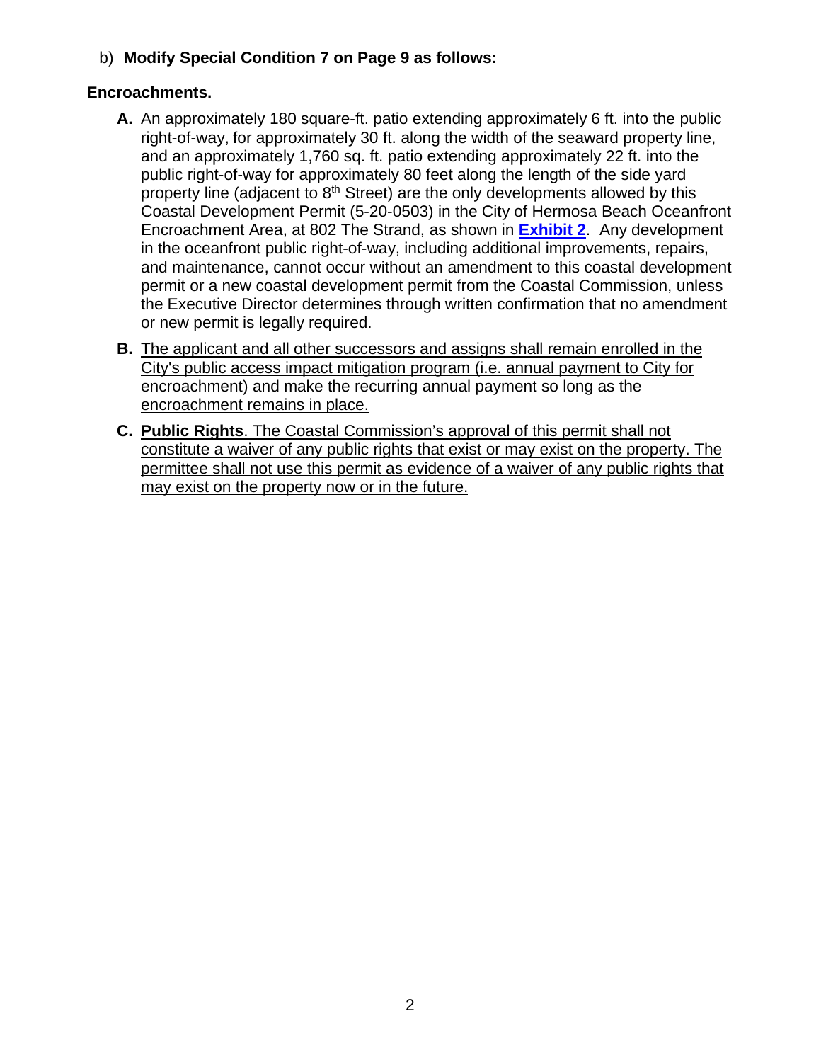b) **Modify Special Condition 7 on Page 9 as follows:**

**Encroachments.**

**A.** An approximately 180 square-ft. patio extending approximately 6 ft. into the public right-of-way, for approximately 30 ft. along the width of the seaward property line, and an approximately 1,760 sq. ft. patio extending approximately 22 ft. into the public right-of-way for approximately 80 feet along the length of the side yard property line (adjacent to 8th Street) are the only developments allowed by this Coastal Development Permit (5-20-0503) in the City of Hermosa Beach Oceanfront Encroachment Area, at 802 The Strand, as shown in **Exhibit 2**. Any development in the oceanfront public right-of-way, including additional improvements, repairs, and maintenance, cannot occur without an amendment to this coastal development permit or a new coastal development permit from the Coastal Commission, unless the Executive Director determines through written confirmation that no amendment or new permit is legally required.

**B.** <u>The applicant and all other successors and assigns shall remain enrolled in the City's public access impact mitigation program (i.e. annual payment to City for encroachment) and make the recurring annual payment so long as the encroachment remains in place.</u>

**C.** <u>**Public Rights**. The Coastal Commission's approval of this permit shall not constitute a waiver of any public rights that exist or may exist on the property. The permittee shall not use this permit as evidence of a waiver of any public rights that may exist on the property now or in the future.</u>